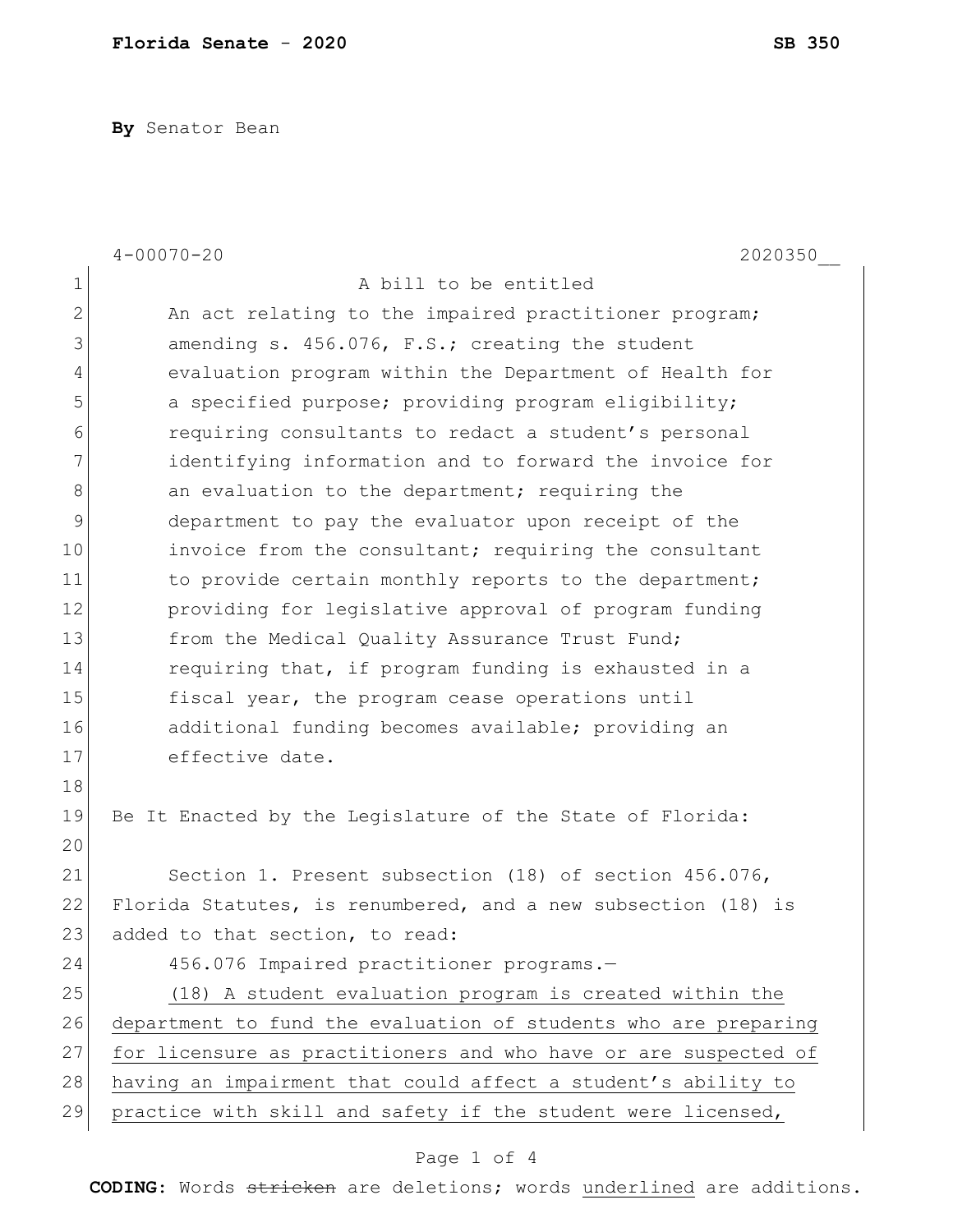**By** Senator Bean

4-00070-20 2020350__

A bill to be entitled

An act relating to the impaired practitioner program; amending s. 456.076, F.S.; creating the student evaluation program within the Department of Health for a specified purpose; providing program eligibility; requiring consultants to redact a student's personal identifying information and to forward the invoice for an evaluation to the department; requiring the department to pay the evaluator upon receipt of the invoice from the consultant; requiring the consultant to provide certain monthly reports to the department; providing for legislative approval of program funding from the Medical Quality Assurance Trust Fund; requiring that, if program funding is exhausted in a fiscal year, the program cease operations until additional funding becomes available; providing an effective date.

Be It Enacted by the Legislature of the State of Florida:

Section 1. Present subsection (18) of section 456.076, Florida Statutes, is renumbered, and a new subsection (18) is added to that section, to read:

456.076 Impaired practitioner programs.—

<u>(18) A student evaluation program is created within the department to fund the evaluation of students who are preparing for licensure as practitioners and who have or are suspected of having an impairment that could affect a student's ability to practice with skill and safety if the student were licensed,</u>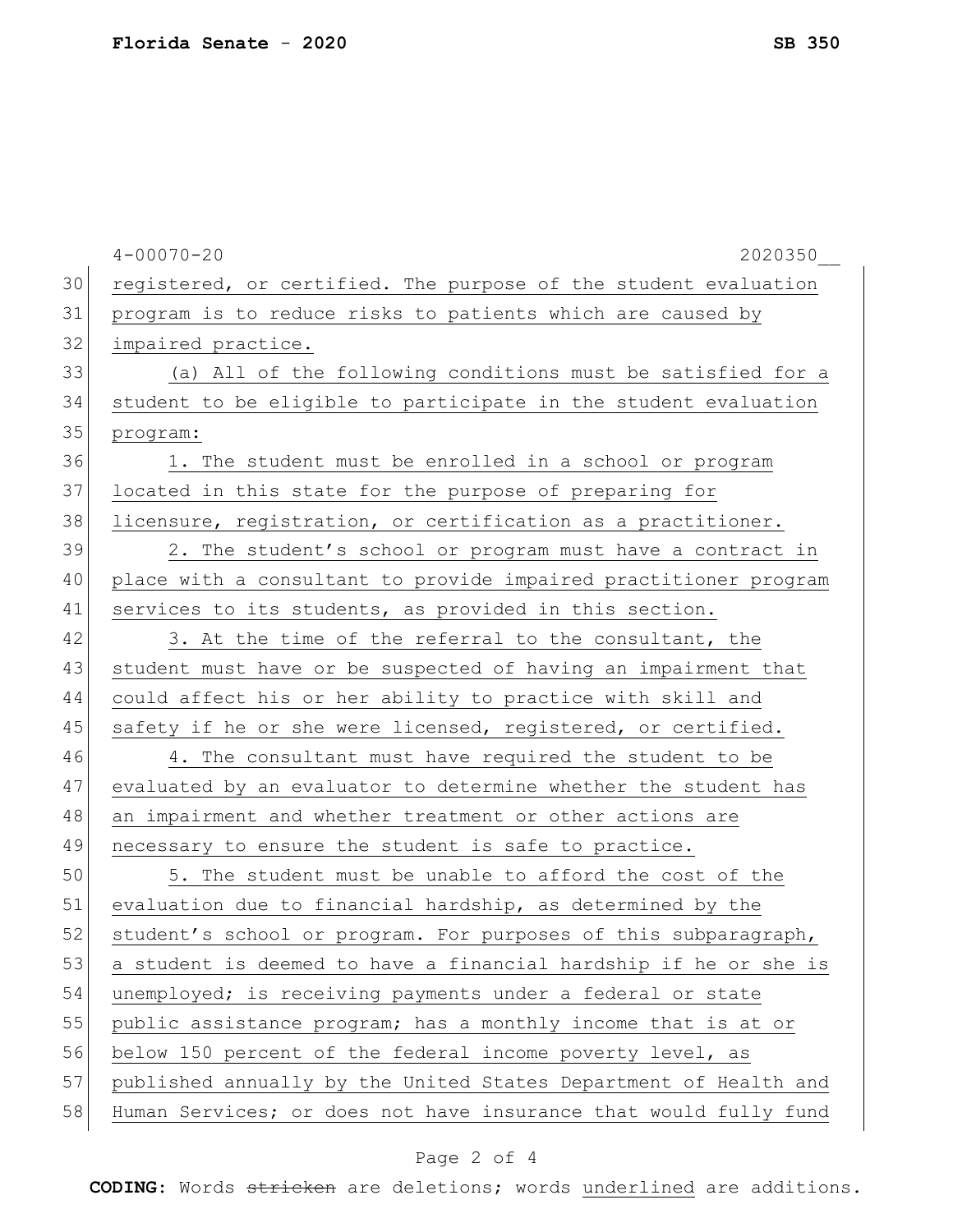registered, or certified. The purpose of the student evaluation program is to reduce risks to patients which are caused by impaired practice.

(a) All of the following conditions must be satisfied for a student to be eligible to participate in the student evaluation program:

1. The student must be enrolled in a school or program located in this state for the purpose of preparing for licensure, registration, or certification as a practitioner.

2. The student's school or program must have a contract in place with a consultant to provide impaired practitioner program services to its students, as provided in this section.

3. At the time of the referral to the consultant, the student must have or be suspected of having an impairment that could affect his or her ability to practice with skill and safety if he or she were licensed, registered, or certified.

4. The consultant must have required the student to be evaluated by an evaluator to determine whether the student has an impairment and whether treatment or other actions are necessary to ensure the student is safe to practice.

5. The student must be unable to afford the cost of the evaluation due to financial hardship, as determined by the student's school or program. For purposes of this subparagraph, a student is deemed to have a financial hardship if he or she is unemployed; is receiving payments under a federal or state public assistance program; has a monthly income that is at or below 150 percent of the federal income poverty level, as published annually by the United States Department of Health and Human Services; or does not have insurance that would fully fund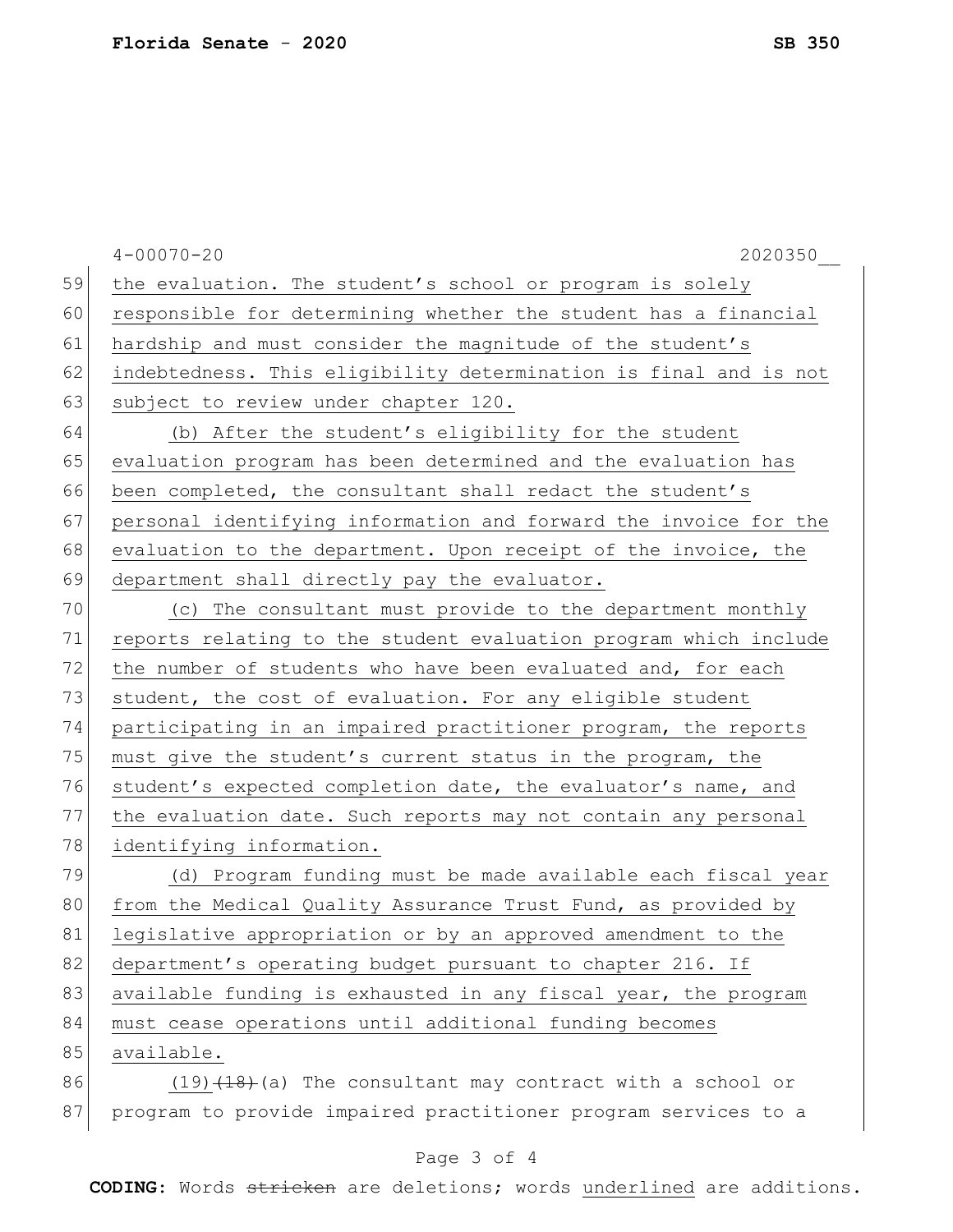the evaluation. The student's school or program is solely responsible for determining whether the student has a financial hardship and must consider the magnitude of the student's indebtedness. This eligibility determination is final and is not subject to review under chapter 120.

(b) After the student's eligibility for the student evaluation program has been determined and the evaluation has been completed, the consultant shall redact the student's personal identifying information and forward the invoice for the evaluation to the department. Upon receipt of the invoice, the department shall directly pay the evaluator.

(c) The consultant must provide to the department monthly reports relating to the student evaluation program which include the number of students who have been evaluated and, for each student, the cost of evaluation. For any eligible student participating in an impaired practitioner program, the reports must give the student's current status in the program, the student's expected completion date, the evaluator's name, and the evaluation date. Such reports may not contain any personal identifying information.

(d) Program funding must be made available each fiscal year from the Medical Quality Assurance Trust Fund, as provided by legislative appropriation or by an approved amendment to the department's operating budget pursuant to chapter 216. If available funding is exhausted in any fiscal year, the program must cease operations until additional funding becomes available.

(19) ~~(18)~~ (a) The consultant may contract with a school or program to provide impaired practitioner program services to a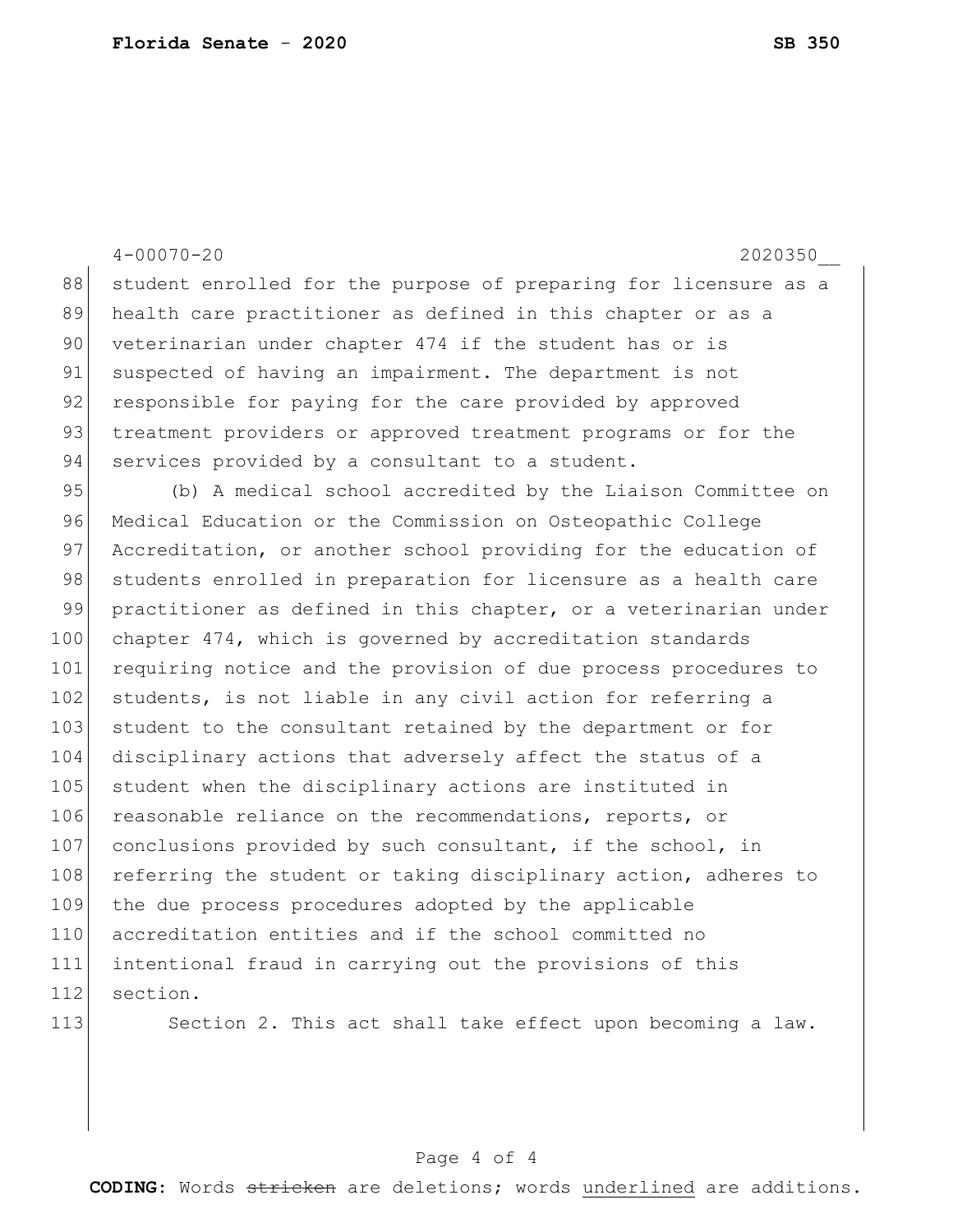student enrolled for the purpose of preparing for licensure as a health care practitioner as defined in this chapter or as a veterinarian under chapter 474 if the student has or is suspected of having an impairment. The department is not responsible for paying for the care provided by approved treatment providers or approved treatment programs or for the services provided by a consultant to a student.

(b) A medical school accredited by the Liaison Committee on Medical Education or the Commission on Osteopathic College Accreditation, or another school providing for the education of students enrolled in preparation for licensure as a health care practitioner as defined in this chapter, or a veterinarian under chapter 474, which is governed by accreditation standards requiring notice and the provision of due process procedures to students, is not liable in any civil action for referring a student to the consultant retained by the department or for disciplinary actions that adversely affect the status of a student when the disciplinary actions are instituted in reasonable reliance on the recommendations, reports, or conclusions provided by such consultant, if the school, in referring the student or taking disciplinary action, adheres to the due process procedures adopted by the applicable accreditation entities and if the school committed no intentional fraud in carrying out the provisions of this section.

Section 2. This act shall take effect upon becoming a law.